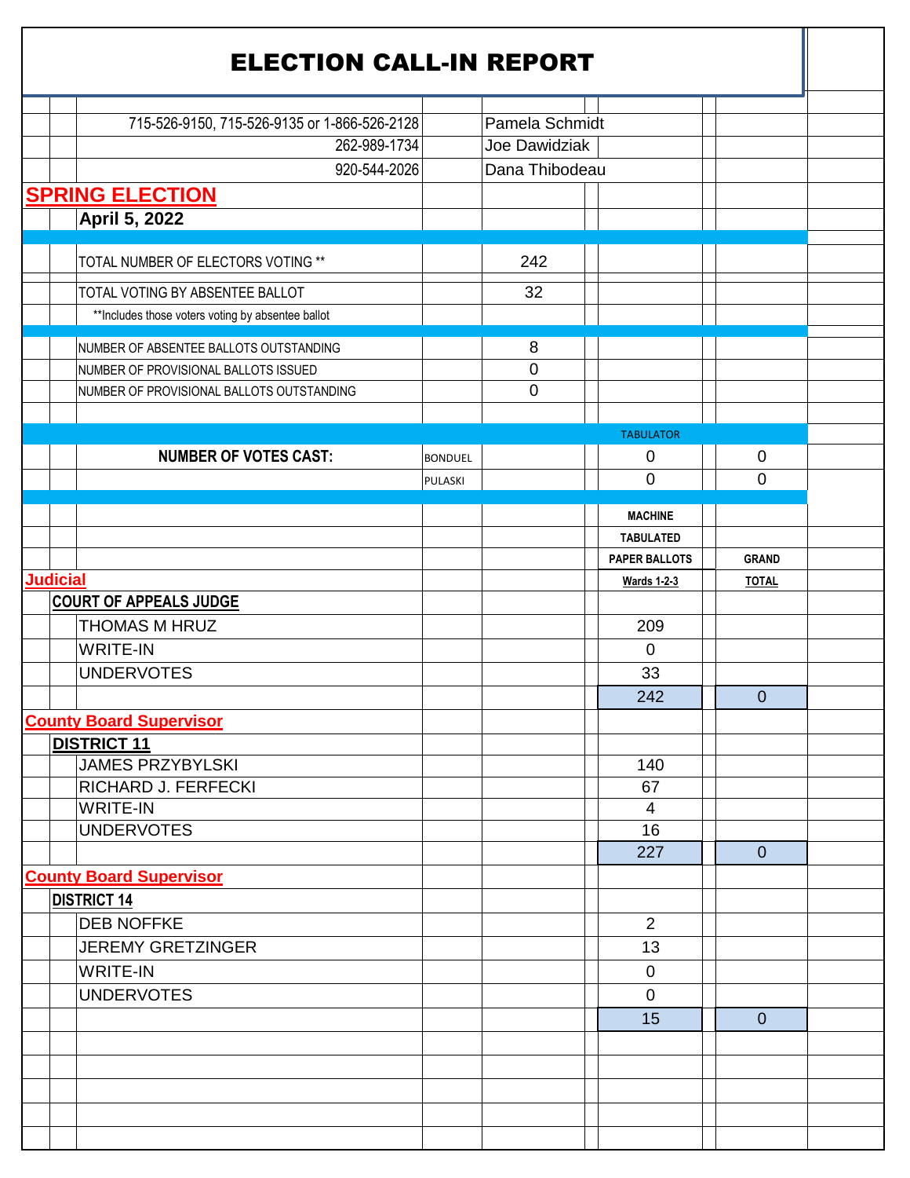# ELECTION CALL-IN REPORT

| Phone | Contact |
|---|---|
| 715-526-9150, 715-526-9135 or 1-866-526-2128 | Pamela Schmidt |
| 262-989-1734 | Joe Dawidziak |
| 920-544-2026 | Dana Thibodeau |

## SPRING ELECTION

**April 5, 2022**

| | |
|---|---|
| TOTAL NUMBER OF ELECTORS VOTING ** | 242 |
| TOTAL VOTING BY ABSENTEE BALLOT | 32 |
| **Includes those voters voting by absentee ballot | |
| NUMBER OF ABSENTEE BALLOTS OUTSTANDING | 8 |
| NUMBER OF PROVISIONAL BALLOTS ISSUED | 0 |
| NUMBER OF PROVISIONAL BALLOTS OUTSTANDING | 0 |

| | | TABULATOR | |
|---|---|---|---|
| **NUMBER OF VOTES CAST:** | BONDUEL | 0 | 0 |
| | PULASKI | 0 | 0 |

| | MACHINE TABULATED PAPER BALLOTS Wards 1-2-3 | GRAND TOTAL |
|---|---|---|
| **Judicial** | | |
| **COURT OF APPEALS JUDGE** | | |
| THOMAS M HRUZ | 209 | |
| WRITE-IN | 0 | |
| UNDERVOTES | 33 | |
| | 242 | 0 |
| **County Board Supervisor** | | |
| **DISTRICT 11** | | |
| JAMES PRZYBYLSKI | 140 | |
| RICHARD J. FERFECKI | 67 | |
| WRITE-IN | 4 | |
| UNDERVOTES | 16 | |
| | 227 | 0 |
| **County Board Supervisor** | | |
| **DISTRICT 14** | | |
| DEB NOFFKE | 2 | |
| JEREMY GRETZINGER | 13 | |
| WRITE-IN | 0 | |
| UNDERVOTES | 0 | |
| | 15 | 0 |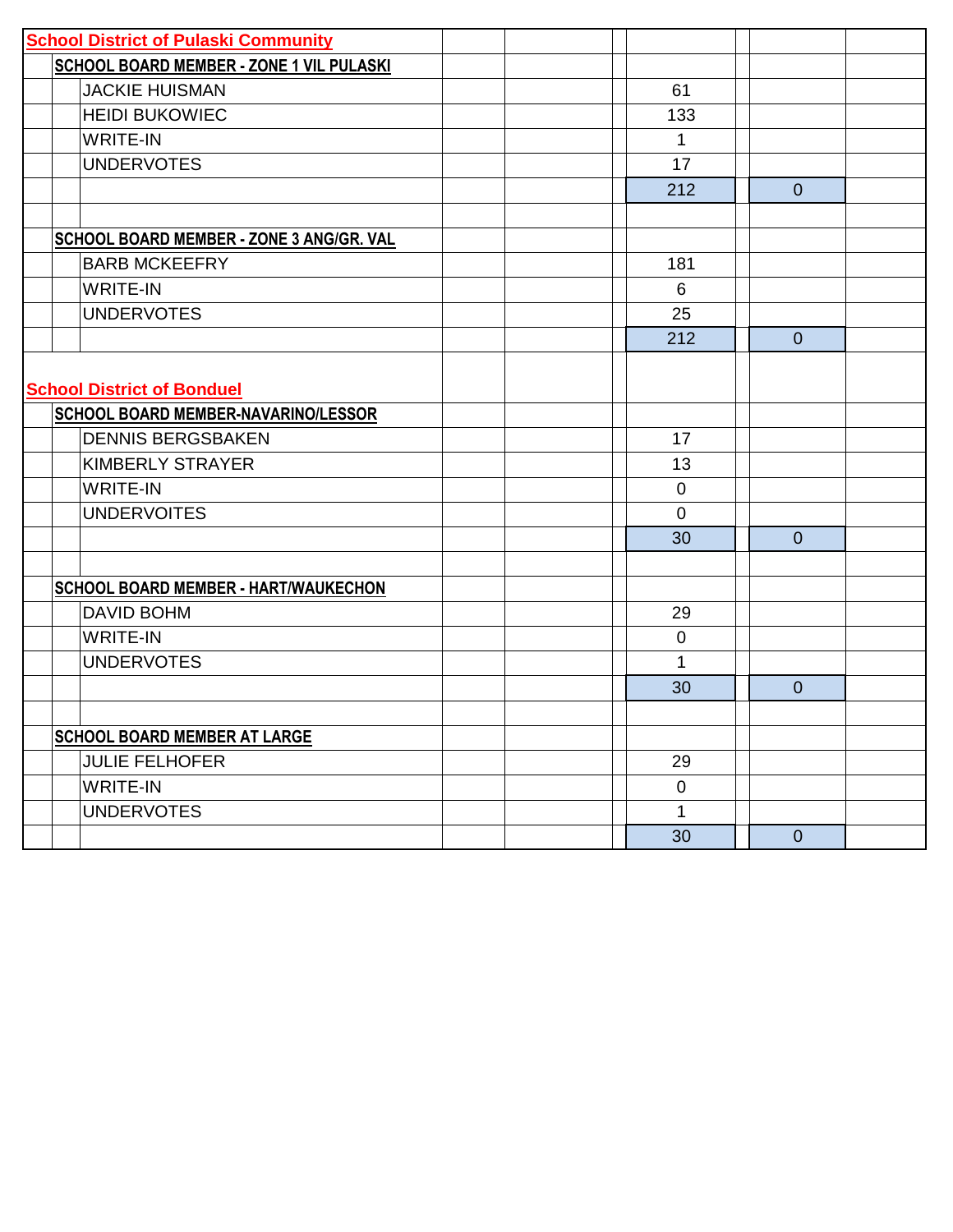## School District of Pulaski Community

| | | | |
|---|---|---|---|
| **SCHOOL BOARD MEMBER - ZONE 1 VIL PULASKI** | | | |
| | JACKIE HUISMAN | 61 | |
| | HEIDI BUKOWIEC | 133 | |
| | WRITE-IN | 1 | |
| | UNDERVOTES | 17 | |
| | | 212 | 0 |
| | | | |
| **SCHOOL BOARD MEMBER - ZONE 3 ANG/GR. VAL** | | | |
| | BARB MCKEEFRY | 181 | |
| | WRITE-IN | 6 | |
| | UNDERVOTES | 25 | |
| | | 212 | 0 |

## School District of Bonduel

| | | | |
|---|---|---|---|
| **SCHOOL BOARD MEMBER-NAVARINO/LESSOR** | | | |
| | DENNIS BERGSBAKEN | 17 | |
| | KIMBERLY STRAYER | 13 | |
| | WRITE-IN | 0 | |
| | UNDERVOITES | 0 | |
| | | 30 | 0 |
| | | | |
| **SCHOOL BOARD MEMBER - HART/WAUKECHON** | | | |
| | DAVID BOHM | 29 | |
| | WRITE-IN | 0 | |
| | UNDERVOTES | 1 | |
| | | 30 | 0 |
| | | | |
| **SCHOOL BOARD MEMBER AT LARGE** | | | |
| | JULIE FELHOFER | 29 | |
| | WRITE-IN | 0 | |
| | UNDERVOTES | 1 | |
| | | 30 | 0 |